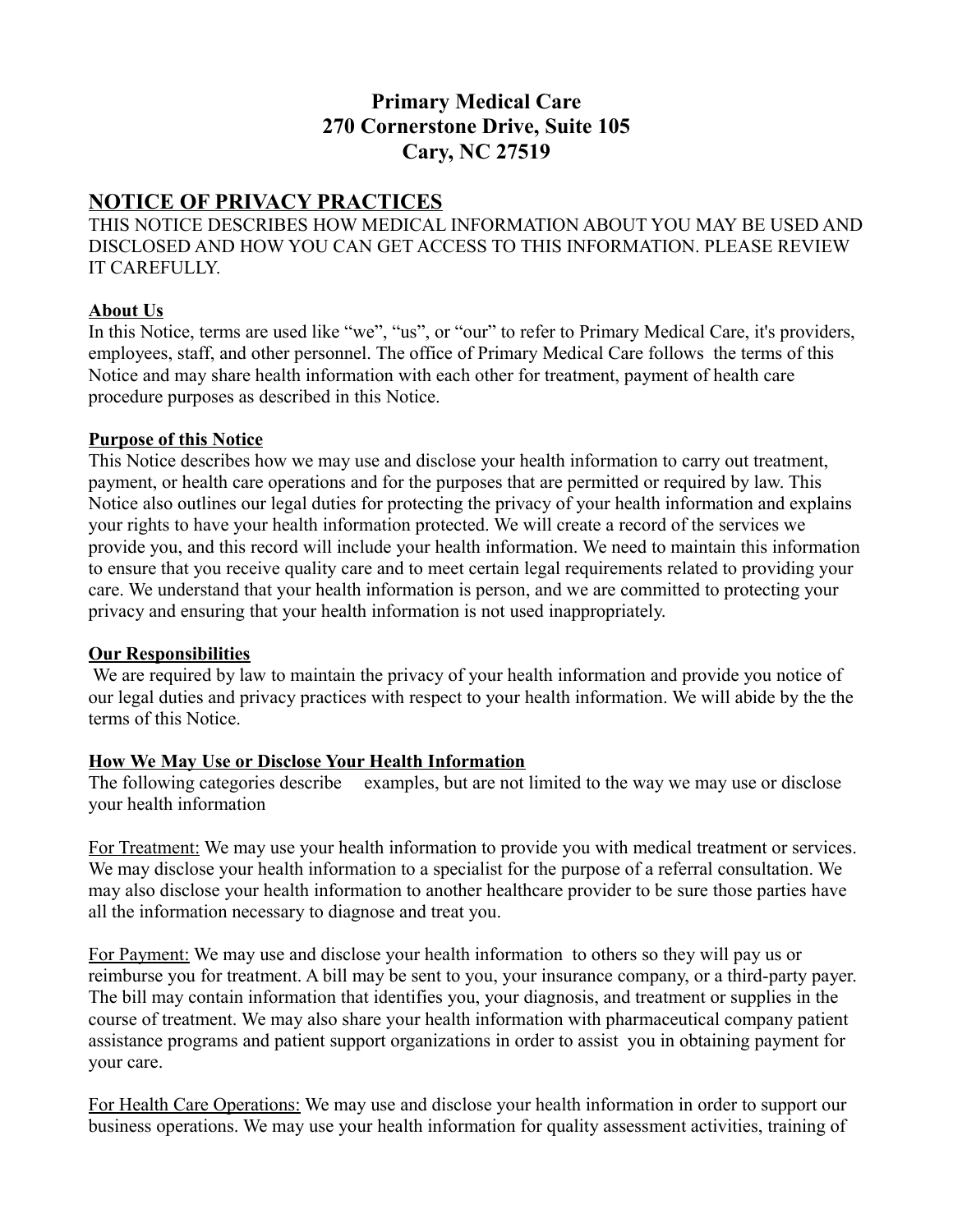# Primary Medical Care
# 270 Cornerstone Drive, Suite 105
# Cary, NC 27519

## NOTICE OF PRIVACY PRACTICES

THIS NOTICE DESCRIBES HOW MEDICAL INFORMATION ABOUT YOU MAY BE USED AND DISCLOSED AND HOW YOU CAN GET ACCESS TO THIS INFORMATION. PLEASE REVIEW IT CAREFULLY.

**About Us**

In this Notice, terms are used like "we", "us", or "our" to refer to Primary Medical Care, it's providers, employees, staff, and other personnel. The office of Primary Medical Care follows the terms of this Notice and may share health information with each other for treatment, payment of health care procedure purposes as described in this Notice.

**Purpose of this Notice**

This Notice describes how we may use and disclose your health information to carry out treatment, payment, or health care operations and for the purposes that are permitted or required by law. This Notice also outlines our legal duties for protecting the privacy of your health information and explains your rights to have your health information protected. We will create a record of the services we provide you, and this record will include your health information. We need to maintain this information to ensure that you receive quality care and to meet certain legal requirements related to providing your care. We understand that your health information is person, and we are committed to protecting your privacy and ensuring that your health information is not used inappropriately.

**Our Responsibilities**

We are required by law to maintain the privacy of your health information and provide you notice of our legal duties and privacy practices with respect to your health information. We will abide by the the terms of this Notice.

**How We May Use or Disclose Your Health Information**

The following categories describe examples, but are not limited to the way we may use or disclose your health information

For Treatment: We may use your health information to provide you with medical treatment or services. We may disclose your health information to a specialist for the purpose of a referral consultation. We may also disclose your health information to another healthcare provider to be sure those parties have all the information necessary to diagnose and treat you.

For Payment: We may use and disclose your health information to others so they will pay us or reimburse you for treatment. A bill may be sent to you, your insurance company, or a third-party payer. The bill may contain information that identifies you, your diagnosis, and treatment or supplies in the course of treatment. We may also share your health information with pharmaceutical company patient assistance programs and patient support organizations in order to assist you in obtaining payment for your care.

For Health Care Operations: We may use and disclose your health information in order to support our business operations. We may use your health information for quality assessment activities, training of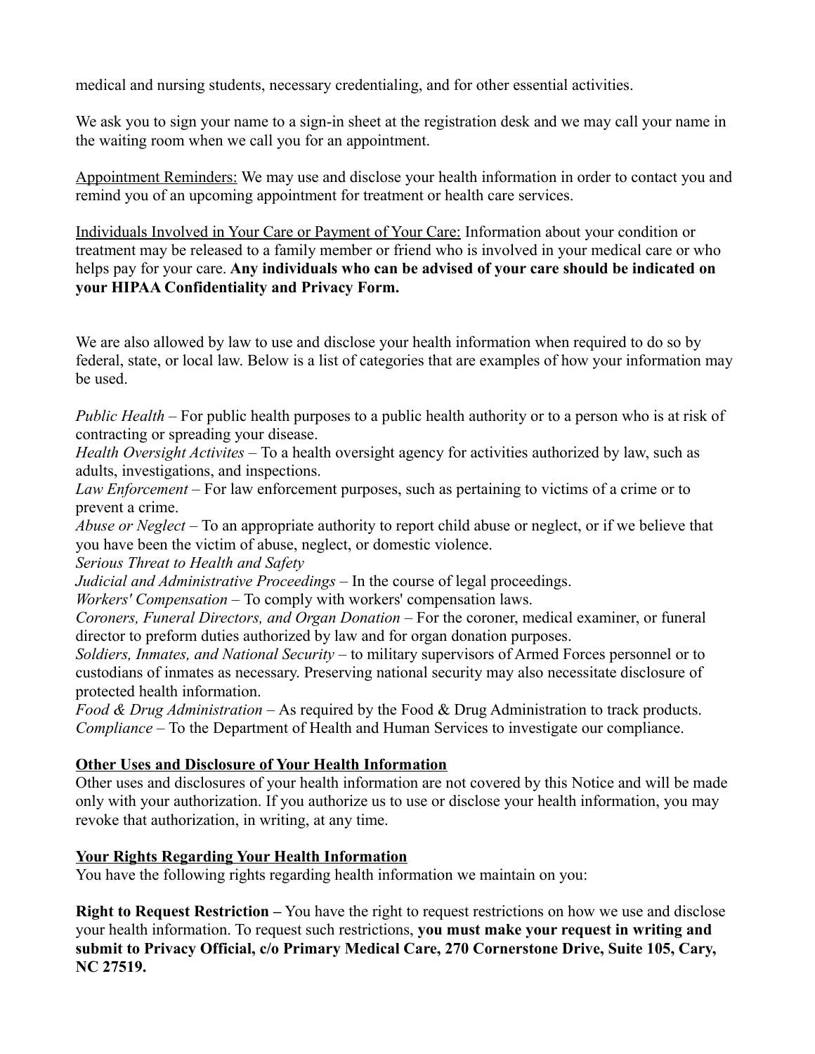medical and nursing students, necessary credentialing, and for other essential activities.

We ask you to sign your name to a sign-in sheet at the registration desk and we may call your name in the waiting room when we call you for an appointment.

<u>Appointment Reminders:</u> We may use and disclose your health information in order to contact you and remind you of an upcoming appointment for treatment or health care services.

<u>Individuals Involved in Your Care or Payment of Your Care:</u> Information about your condition or treatment may be released to a family member or friend who is involved in your medical care or who helps pay for your care. **Any individuals who can be advised of your care should be indicated on your HIPAA Confidentiality and Privacy Form.**

We are also allowed by law to use and disclose your health information when required to do so by federal, state, or local law. Below is a list of categories that are examples of how your information may be used.

*Public Health* – For public health purposes to a public health authority or to a person who is at risk of contracting or spreading your disease.
*Health Oversight Activites* – To a health oversight agency for activities authorized by law, such as adults, investigations, and inspections.
*Law Enforcement* – For law enforcement purposes, such as pertaining to victims of a crime or to prevent a crime.
*Abuse or Neglect* – To an appropriate authority to report child abuse or neglect, or if we believe that you have been the victim of abuse, neglect, or domestic violence.
*Serious Threat to Health and Safety*
*Judicial and Administrative Proceedings* – In the course of legal proceedings.
*Workers' Compensation* – To comply with workers' compensation laws.
*Coroners, Funeral Directors, and Organ Donation* – For the coroner, medical examiner, or funeral director to preform duties authorized by law and for organ donation purposes.
*Soldiers, Inmates, and National Security* – to military supervisors of Armed Forces personnel or to custodians of inmates as necessary. Preserving national security may also necessitate disclosure of protected health information.
*Food & Drug Administration* – As required by the Food & Drug Administration to track products.
*Compliance* – To the Department of Health and Human Services to investigate our compliance.

**<u>Other Uses and Disclosure of Your Health Information</u>**

Other uses and disclosures of your health information are not covered by this Notice and will be made only with your authorization. If you authorize us to use or disclose your health information, you may revoke that authorization, in writing, at any time.

**<u>Your Rights Regarding Your Health Information</u>**

You have the following rights regarding health information we maintain on you:

**Right to Request Restriction –** You have the right to request restrictions on how we use and disclose your health information. To request such restrictions, **you must make your request in writing and submit to Privacy Official, c/o Primary Medical Care, 270 Cornerstone Drive, Suite 105, Cary, NC 27519.**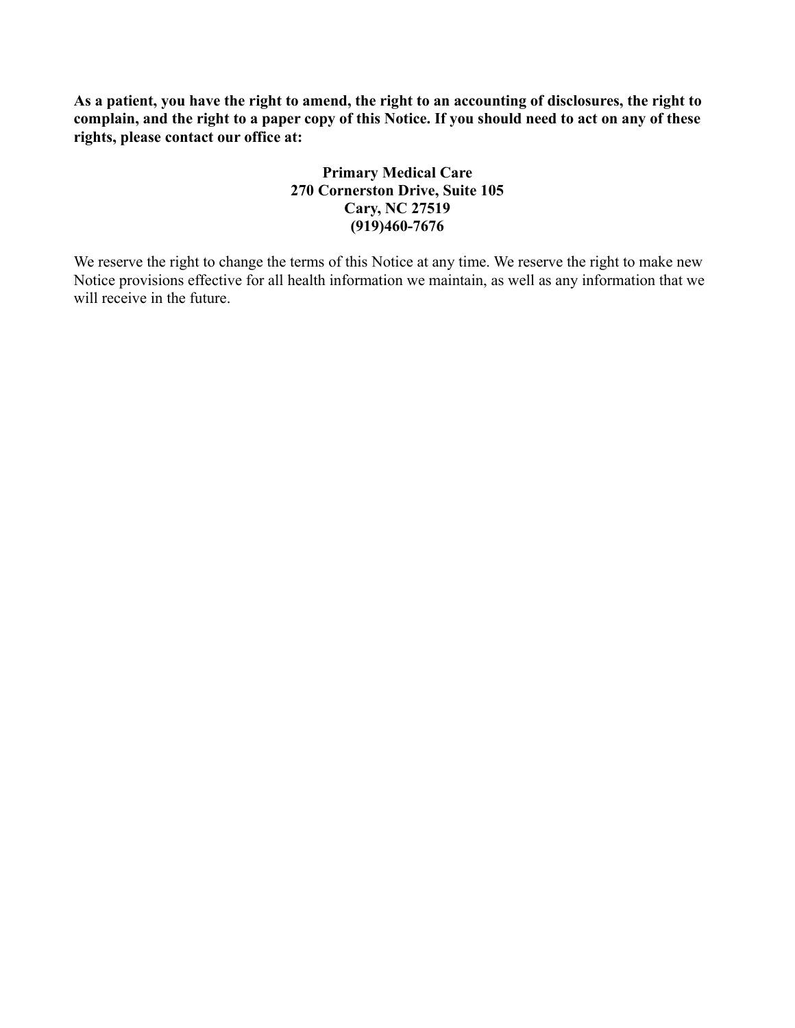**As a patient, you have the right to amend, the right to an accounting of disclosures, the right to complain, and the right to a paper copy of this Notice. If you should need to act on any of these rights, please contact our office at:**

**Primary Medical Care**
**270 Cornerston Drive, Suite 105**
**Cary, NC 27519**
**(919)460-7676**

We reserve the right to change the terms of this Notice at any time. We reserve the right to make new Notice provisions effective for all health information we maintain, as well as any information that we will receive in the future.